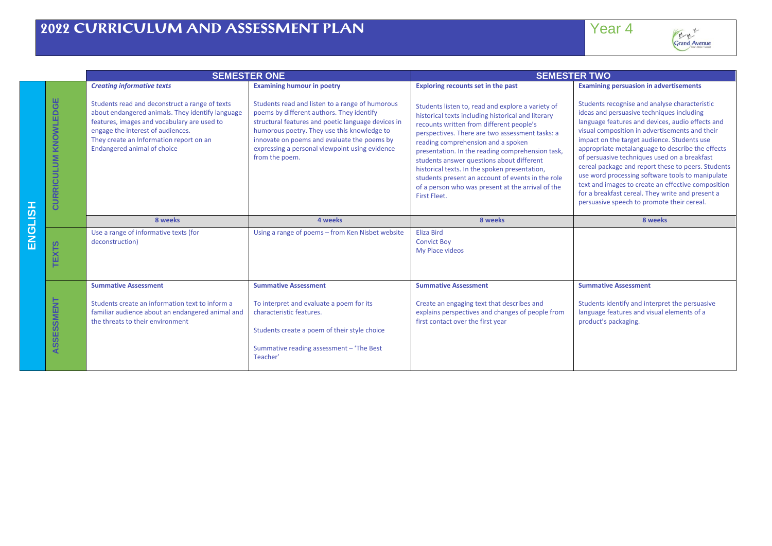# 2022 CURRICULUM AND ASSESSMENT PLAN

Year 4

## ENGLISH

| | SEMESTER ONE | | SEMESTER TWO | |
|---|---|---|---|---|
| **CURRICULUM KNOWLEDGE** | ***Creating informative texts***<br><br>Students read and deconstruct a range of texts about endangered animals. They identify language features, images and vocabulary are used to engage the interest of audiences.<br>They create an Information report on an Endangered animal of choice | **Examining humour in poetry**<br><br>Students read and listen to a range of humorous poems by different authors. They identify structural features and poetic language devices in humorous poetry. They use this knowledge to innovate on poems and evaluate the poems by expressing a personal viewpoint using evidence from the poem. | **Exploring recounts set in the past**<br><br>Students listen to, read and explore a variety of historical texts including historical and literary recounts written from different people's perspectives. There are two assessment tasks: a reading comprehension and a spoken presentation. In the reading comprehension task, students answer questions about different historical texts. In the spoken presentation, students present an account of events in the role of a person who was present at the arrival of the First Fleet. | **Examining persuasion in advertisements**<br><br>Students recognise and analyse characteristic ideas and persuasive techniques including language features and devices, audio effects and visual composition in advertisements and their impact on the target audience. Students use appropriate metalanguage to describe the effects of persuasive techniques used on a breakfast cereal package and report these to peers. Students use word processing software tools to manipulate text and images to create an effective composition for a breakfast cereal. They write and present a persuasive speech to promote their cereal. |
| | **8 weeks** | **4 weeks** | **8 weeks** | **8 weeks** |
| **TEXTS** | Use a range of informative texts (for deconstruction) | Using a range of poems – from Ken Nisbet website | Eliza Bird<br>Convict Boy<br>My Place videos | |
| **ASSESSMENT** | **Summative Assessment**<br><br>Students create an information text to inform a familiar audience about an endangered animal and the threats to their environment | **Summative Assessment**<br><br>To interpret and evaluate a poem for its characteristic features.<br><br>Students create a poem of their style choice<br><br>Summative reading assessment – 'The Best Teacher' | **Summative Assessment**<br><br>Create an engaging text that describes and explains perspectives and changes of people from first contact over the first year | **Summative Assessment**<br><br>Students identify and interpret the persuasive language features and visual elements of a product's packaging. |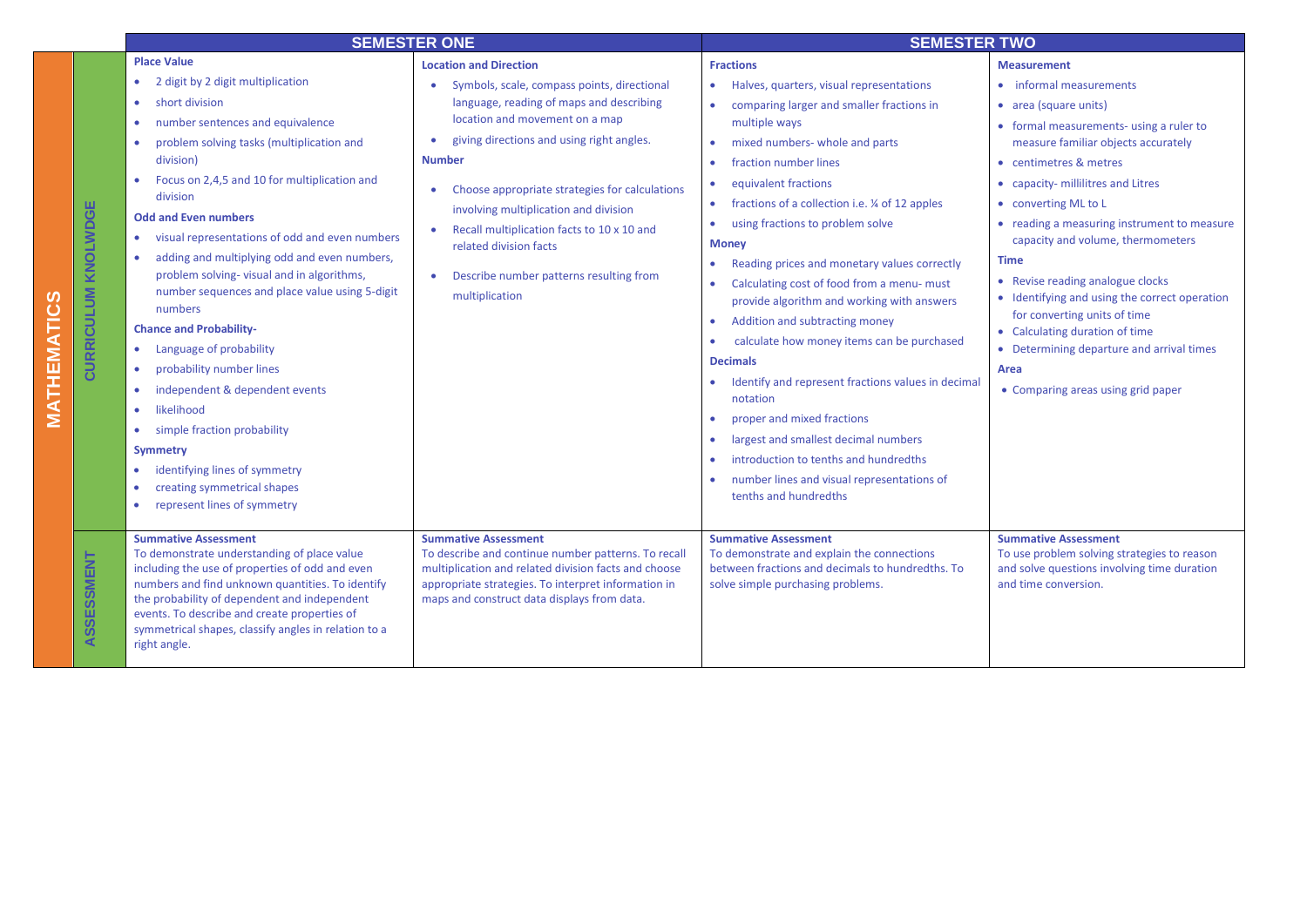# MATHEMATICS

| | SEMESTER ONE | | SEMESTER TWO | |
|---|---|---|---|---|
| **CURRICULUM KNOLWDGE** | **Place Value**<br>• 2 digit by 2 digit multiplication<br>• short division<br>• number sentences and equivalence<br>• problem solving tasks (multiplication and division)<br>• Focus on 2,4,5 and 10 for multiplication and division<br>**Odd and Even numbers**<br>• visual representations of odd and even numbers<br>• adding and multiplying odd and even numbers, problem solving- visual and in algorithms, number sequences and place value using 5-digit numbers<br>**Chance and Probability-**<br>• Language of probability<br>• probability number lines<br>• independent & dependent events<br>• likelihood<br>• simple fraction probability<br>**Symmetry**<br>• identifying lines of symmetry<br>• creating symmetrical shapes<br>• represent lines of symmetry | **Location and Direction**<br>• Symbols, scale, compass points, directional language, reading of maps and describing location and movement on a map<br>• giving directions and using right angles.<br>**Number**<br>• Choose appropriate strategies for calculations involving multiplication and division<br>• Recall multiplication facts to 10 x 10 and related division facts<br>• Describe number patterns resulting from multiplication | **Fractions**<br>• Halves, quarters, visual representations<br>• comparing larger and smaller fractions in multiple ways<br>• mixed numbers- whole and parts<br>• fraction number lines<br>• equivalent fractions<br>• fractions of a collection i.e. ¼ of 12 apples<br>• using fractions to problem solve<br>**Money**<br>• Reading prices and monetary values correctly<br>• Calculating cost of food from a menu- must provide algorithm and working with answers<br>• Addition and subtracting money<br>• calculate how money items can be purchased<br>**Decimals**<br>• Identify and represent fractions values in decimal notation<br>• proper and mixed fractions<br>• largest and smallest decimal numbers<br>• introduction to tenths and hundredths<br>• number lines and visual representations of tenths and hundredths | **Measurement**<br>• informal measurements<br>• area (square units)<br>• formal measurements- using a ruler to measure familiar objects accurately<br>• centimetres & metres<br>• capacity- millilitres and Litres<br>• converting ML to L<br>• reading a measuring instrument to measure capacity and volume, thermometers<br>**Time**<br>• Revise reading analogue clocks<br>• Identifying and using the correct operation for converting units of time<br>• Calculating duration of time<br>• Determining departure and arrival times<br>**Area**<br>• Comparing areas using grid paper |
| **ASSESSMENT** | **Summative Assessment**<br>To demonstrate understanding of place value including the use of properties of odd and even numbers and find unknown quantities. To identify the probability of dependent and independent events. To describe and create properties of symmetrical shapes, classify angles in relation to a right angle. | **Summative Assessment**<br>To describe and continue number patterns. To recall multiplication and related division facts and choose appropriate strategies. To interpret information in maps and construct data displays from data. | **Summative Assessment**<br>To demonstrate and explain the connections between fractions and decimals to hundredths. To solve simple purchasing problems. | **Summative Assessment**<br>To use problem solving strategies to reason and solve questions involving time duration and time conversion. |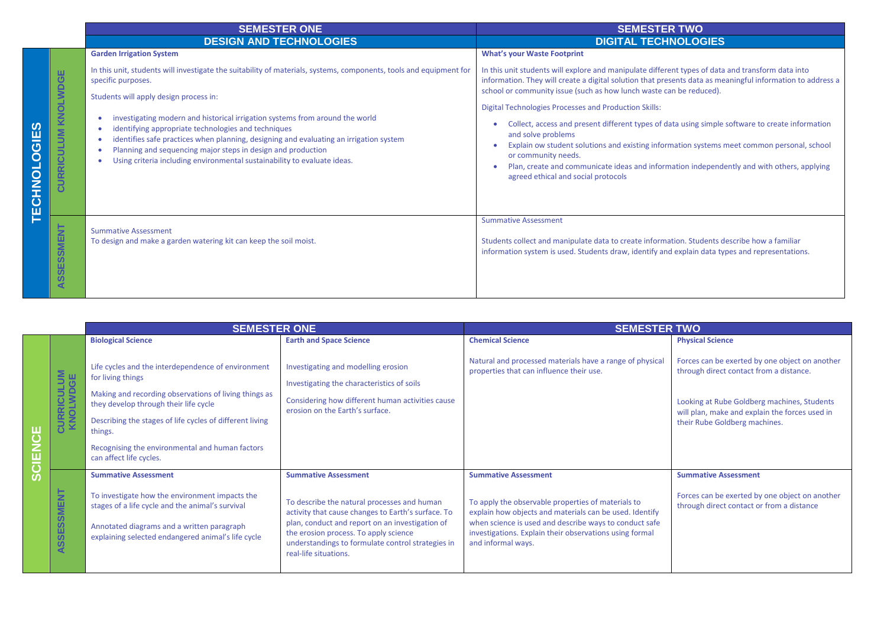## TECHNOLOGIES

| | SEMESTER ONE | SEMESTER TWO |
|---|---|---|
| | **DESIGN AND TECHNOLOGIES** | **DIGITAL TECHNOLOGIES** |
| **CURRICULUM KNOLWDGE** | **Garden Irrigation System**<br><br>In this unit, students will investigate the suitability of materials, systems, components, tools and equipment for specific purposes.<br><br>Students will apply design process in:<br>• investigating modern and historical irrigation systems from around the world<br>• identifying appropriate technologies and techniques<br>• identifies safe practices when planning, designing and evaluating an irrigation system<br>• Planning and sequencing major steps in design and production<br>• Using criteria including environmental sustainability to evaluate ideas. | **What's your Waste Footprint**<br><br>In this unit students will explore and manipulate different types of data and transform data into information. They will create a digital solution that presents data as meaningful information to address a school or community issue (such as how lunch waste can be reduced).<br><br>Digital Technologies Processes and Production Skills:<br>• Collect, access and present different types of data using simple software to create information and solve problems<br>• Explain ow student solutions and existing information systems meet common personal, school or community needs.<br>• Plan, create and communicate ideas and information independently and with others, applying agreed ethical and social protocols |
| **ASSESSMENT** | Summative Assessment<br>To design and make a garden watering kit can keep the soil moist. | Summative Assessment<br><br>Students collect and manipulate data to create information. Students describe how a familiar information system is used. Students draw, identify and explain data types and representations. |

## SCIENCE

| | SEMESTER ONE | | SEMESTER TWO | |
|---|---|---|---|---|
| | **Biological Science** | **Earth and Space Science** | **Chemical Science** | **Physical Science** |
| **CURRICULUM KNOLWDGE** | Life cycles and the interdependence of environment for living things<br><br>Making and recording observations of living things as they develop through their life cycle<br><br>Describing the stages of life cycles of different living things.<br><br>Recognising the environmental and human factors can affect life cycles. | Investigating and modelling erosion<br><br>Investigating the characteristics of soils<br><br>Considering how different human activities cause erosion on the Earth's surface. | Natural and processed materials have a range of physical properties that can influence their use. | Forces can be exerted by one object on another through direct contact from a distance.<br><br>Looking at Rube Goldberg machines, Students will plan, make and explain the forces used in their Rube Goldberg machines. |
| **ASSESSMENT** | **Summative Assessment**<br><br>To investigate how the environment impacts the stages of a life cycle and the animal's survival<br><br>Annotated diagrams and a written paragraph explaining selected endangered animal's life cycle | **Summative Assessment**<br><br>To describe the natural processes and human activity that cause changes to Earth's surface. To plan, conduct and report on an investigation of the erosion process. To apply science understandings to formulate control strategies in real-life situations. | **Summative Assessment**<br><br>To apply the observable properties of materials to explain how objects and materials can be used. Identify when science is used and describe ways to conduct safe investigations. Explain their observations using formal and informal ways. | **Summative Assessment**<br><br>Forces can be exerted by one object on another through direct contact or from a distance |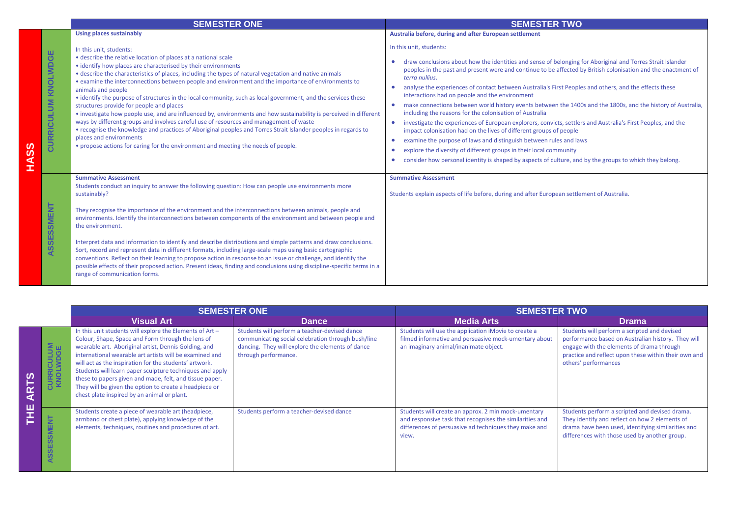## HASS

| | SEMESTER ONE | SEMESTER TWO |
|---|---|---|
| **CURRICULUM KNOLWDGE** | **Using places sustainably**<br><br>In this unit, students:<br>• describe the relative location of places at a national scale<br>• identify how places are characterised by their environments<br>• describe the characteristics of places, including the types of natural vegetation and native animals<br>• examine the interconnections between people and environment and the importance of environments to animals and people<br>• identify the purpose of structures in the local community, such as local government, and the services these structures provide for people and places<br>• investigate how people use, and are influenced by, environments and how sustainability is perceived in different ways by different groups and involves careful use of resources and management of waste<br>• recognise the knowledge and practices of Aboriginal peoples and Torres Strait Islander peoples in regards to places and environments<br>• propose actions for caring for the environment and meeting the needs of people. | **Australia before, during and after European settlement**<br><br>In this unit, students:<br>• draw conclusions about how the identities and sense of belonging for Aboriginal and Torres Strait Islander peoples in the past and present were and continue to be affected by British colonisation and the enactment of *terra nullius*.<br>• analyse the experiences of contact between Australia's First Peoples and others, and the effects these interactions had on people and the environment<br>• make connections between world history events between the 1400s and the 1800s, and the history of Australia, including the reasons for the colonisation of Australia<br>• investigate the experiences of European explorers, convicts, settlers and Australia's First Peoples, and the impact colonisation had on the lives of different groups of people<br>• examine the purpose of laws and distinguish between rules and laws<br>• explore the diversity of different groups in their local community<br>• consider how personal identity is shaped by aspects of culture, and by the groups to which they belong. |
| **ASSESSMENT** | **Summative Assessment**<br>Students conduct an inquiry to answer the following question: How can people use environments more sustainably?<br><br>They recognise the importance of the environment and the interconnections between animals, people and environments. Identify the interconnections between components of the environment and between people and the environment.<br><br>Interpret data and information to identify and describe distributions and simple patterns and draw conclusions. Sort, record and represent data in different formats, including large-scale maps using basic cartographic conventions. Reflect on their learning to propose action in response to an issue or challenge, and identify the possible effects of their proposed action. Present ideas, finding and conclusions using discipline-specific terms in a range of communication forms. | **Summative Assessment**<br><br>Students explain aspects of life before, during and after European settlement of Australia. |

## THE ARTS

| | SEMESTER ONE | | SEMESTER TWO | |
|---|---|---|---|---|
| | **Visual Art** | **Dance** | **Media Arts** | **Drama** |
| **CURRICULUM KNOLWDGE** | In this unit students will explore the Elements of Art – Colour, Shape, Space and Form through the lens of wearable art. Aboriginal artist, Dennis Golding, and international wearable art artists will be examined and will act as the inspiration for the students' artwork. Students will learn paper sculpture techniques and apply these to papers given and made, felt, and tissue paper. They will be given the option to create a headpiece or chest plate inspired by an animal or plant. | Students will perform a teacher-devised dance communicating social celebration through bush/line dancing. They will explore the elements of dance through performance. | Students will use the application iMovie to create a filmed informative and persuasive mock-umentary about an imaginary animal/inanimate object. | Students will perform a scripted and devised performance based on Australian history. They will engage with the elements of drama through practice and reflect upon these within their own and others' performances |
| **ASSESSMENT** | Students create a piece of wearable art (headpiece, armband or chest plate), applying knowledge of the elements, techniques, routines and procedures of art. | Students perform a teacher-devised dance | Students will create an approx. 2 min mock-umentary and responsive task that recognises the similarities and differences of persuasive ad techniques they make and view. | Students perform a scripted and devised drama. They identify and reflect on how 2 elements of drama have been used, identifying similarities and differences with those used by another group. |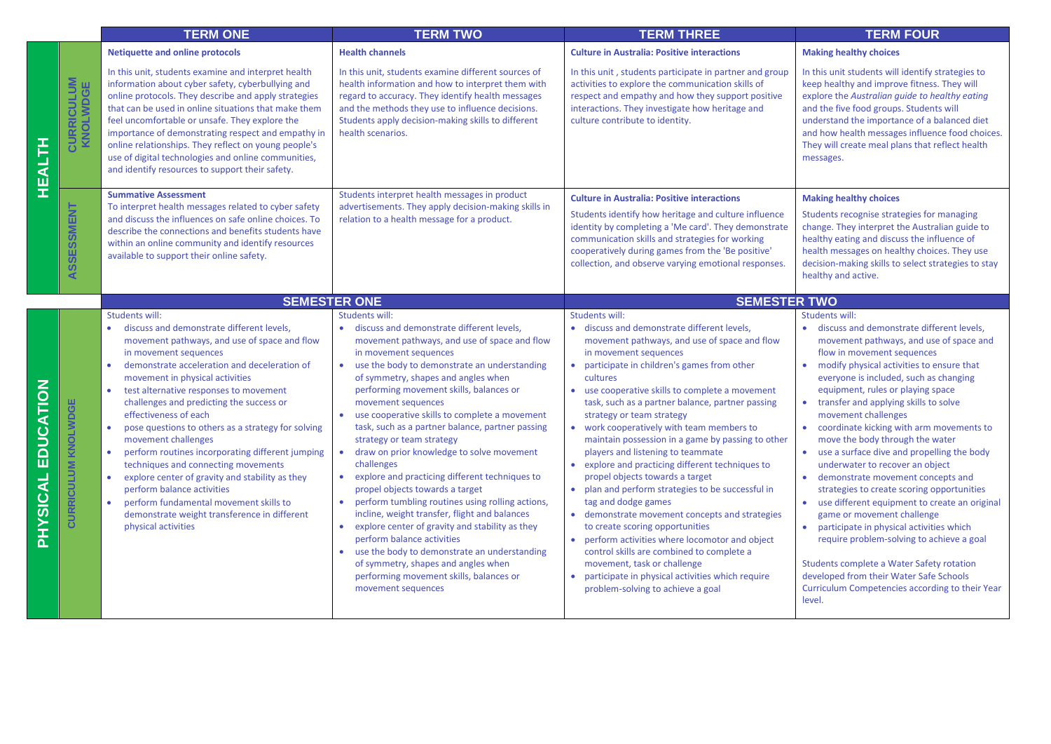| | | TERM ONE | TERM TWO | TERM THREE | TERM FOUR |
|---|---|---|---|---|---|
| **HEALTH** | **CURRICULUM KNOLWDGE** | **Netiquette and online protocols**<br><br>In this unit, students examine and interpret health information about cyber safety, cyberbullying and online protocols. They describe and apply strategies that can be used in online situations that make them feel uncomfortable or unsafe. They explore the importance of demonstrating respect and empathy in online relationships. They reflect on young people's use of digital technologies and online communities, and identify resources to support their safety. | **Health channels**<br><br>In this unit, students examine different sources of health information and how to interpret them with regard to accuracy. They identify health messages and the methods they use to influence decisions. Students apply decision-making skills to different health scenarios. | **Culture in Australia: Positive interactions**<br><br>In this unit , students participate in partner and group activities to explore the communication skills of respect and empathy and how they support positive interactions. They investigate how heritage and culture contribute to identity. | **Making healthy choices**<br><br>In this unit students will identify strategies to keep healthy and improve fitness. They will explore the *Australian guide to healthy eating* and the five food groups. Students will understand the importance of a balanced diet and how health messages influence food choices. They will create meal plans that reflect health messages. |
| **HEALTH** | **ASSESSMENT** | **Summative Assessment**<br>To interpret health messages related to cyber safety and discuss the influences on safe online choices. To describe the connections and benefits students have within an online community and identify resources available to support their online safety. | Students interpret health messages in product advertisements. They apply decision-making skills in relation to a health message for a product. | **Culture in Australia: Positive interactions**<br><br>Students identify how heritage and culture influence identity by completing a 'Me card'. They demonstrate communication skills and strategies for working cooperatively during games from the 'Be positive' collection, and observe varying emotional responses. | **Making healthy choices**<br><br>Students recognise strategies for managing change. They interpret the Australian guide to healthy eating and discuss the influence of health messages on healthy choices. They use decision-making skills to select strategies to stay healthy and active. |
| | | **SEMESTER ONE** | | **SEMESTER TWO** | |
| **PHYSICAL EDUCATION** | **CURRICULUM KNOLWDGE** | Students will:<br>• discuss and demonstrate different levels, movement pathways, and use of space and flow in movement sequences<br>• demonstrate acceleration and deceleration of movement in physical activities<br>• test alternative responses to movement challenges and predicting the success or effectiveness of each<br>• pose questions to others as a strategy for solving movement challenges<br>• perform routines incorporating different jumping techniques and connecting movements<br>• explore center of gravity and stability as they perform balance activities<br>• perform fundamental movement skills to demonstrate weight transference in different physical activities | Students will:<br>• discuss and demonstrate different levels, movement pathways, and use of space and flow in movement sequences<br>• use the body to demonstrate an understanding of symmetry, shapes and angles when performing movement skills, balances or movement sequences<br>• use cooperative skills to complete a movement task, such as a partner balance, partner passing strategy or team strategy<br>• draw on prior knowledge to solve movement challenges<br>• explore and practicing different techniques to propel objects towards a target<br>• perform tumbling routines using rolling actions, incline, weight transfer, flight and balances<br>• explore center of gravity and stability as they perform balance activities<br>• use the body to demonstrate an understanding of symmetry, shapes and angles when performing movement skills, balances or movement sequences | Students will:<br>• discuss and demonstrate different levels, movement pathways, and use of space and flow in movement sequences<br>• participate in children's games from other cultures<br>• use cooperative skills to complete a movement task, such as a partner balance, partner passing strategy or team strategy<br>• work cooperatively with team members to maintain possession in a game by passing to other players and listening to teammate<br>• explore and practicing different techniques to propel objects towards a target<br>• plan and perform strategies to be successful in tag and dodge games<br>• demonstrate movement concepts and strategies to create scoring opportunities<br>• perform activities where locomotor and object control skills are combined to complete a movement, task or challenge<br>• participate in physical activities which require problem-solving to achieve a goal | Students will:<br>• discuss and demonstrate different levels, movement pathways, and use of space and flow in movement sequences<br>• modify physical activities to ensure that everyone is included, such as changing equipment, rules or playing space<br>• transfer and applying skills to solve movement challenges<br>• coordinate kicking with arm movements to move the body through the water<br>• use a surface dive and propelling the body underwater to recover an object<br>• demonstrate movement concepts and strategies to create scoring opportunities<br>• use different equipment to create an original game or movement challenge<br>• participate in physical activities which require problem-solving to achieve a goal<br><br>Students complete a Water Safety rotation developed from their Water Safe Schools Curriculum Competencies according to their Year level. |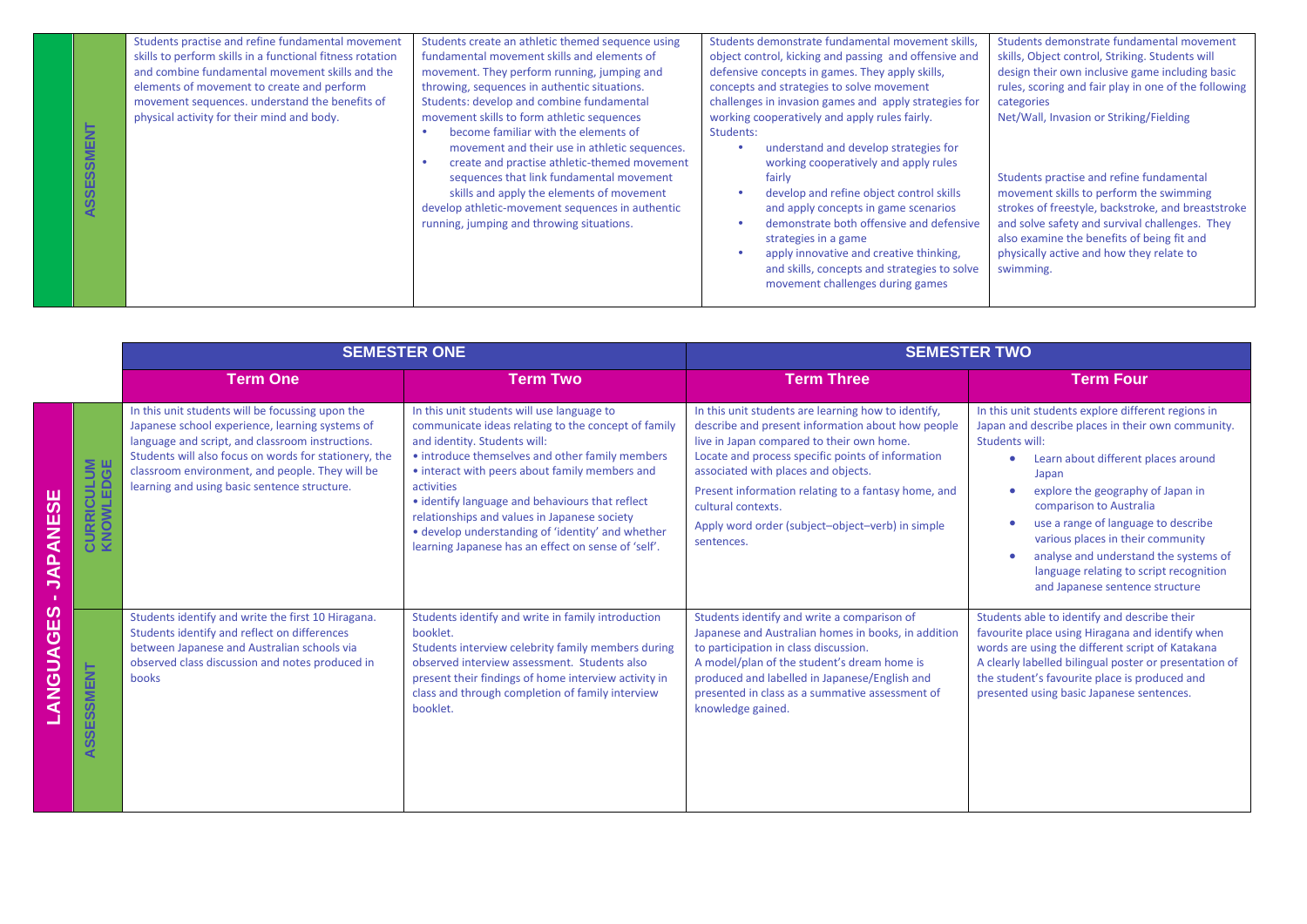| | | | | | |
|---|---|---|---|---|---|
| | ASSESSMENT | Students practise and refine fundamental movement skills to perform skills in a functional fitness rotation and combine fundamental movement skills and the elements of movement to create and perform movement sequences. understand the benefits of physical activity for their mind and body. | Students create an athletic themed sequence using fundamental movement skills and elements of movement. They perform running, jumping and throwing, sequences in authentic situations.<br>Students: develop and combine fundamental movement skills to form athletic sequences<br>• become familiar with the elements of movement and their use in athletic sequences.<br>• create and practise athletic-themed movement sequences that link fundamental movement skills and apply the elements of movement<br>develop athletic-movement sequences in authentic running, jumping and throwing situations. | Students demonstrate fundamental movement skills, object control, kicking and passing and offensive and defensive concepts in games. They apply skills, concepts and strategies to solve movement challenges in invasion games and apply strategies for working cooperatively and apply rules fairly.<br>Students:<br>• understand and develop strategies for working cooperatively and apply rules fairly<br>• develop and refine object control skills and apply concepts in game scenarios<br>• demonstrate both offensive and defensive strategies in a game<br>• apply innovative and creative thinking, and skills, concepts and strategies to solve movement challenges during games | Students demonstrate fundamental movement skills, Object control, Striking. Students will design their own inclusive game including basic rules, scoring and fair play in one of the following categories<br>Net/Wall, Invasion or Striking/Fielding<br><br>Students practise and refine fundamental movement skills to perform the swimming strokes of freestyle, backstroke, and breaststroke and solve safety and survival challenges. They also examine the benefits of being fit and physically active and how they relate to swimming. |

| | | SEMESTER ONE | | SEMESTER TWO | |
|---|---|---|---|---|---|
| | | **Term One** | **Term Two** | **Term Three** | **Term Four** |
| LANGUAGES - JAPANESE | CURRICULUM KNOWLEDGE | In this unit students will be focussing upon the Japanese school experience, learning systems of language and script, and classroom instructions. Students will also focus on words for stationery, the classroom environment, and people. They will be learning and using basic sentence structure. | In this unit students will use language to communicate ideas relating to the concept of family and identity. Students will:<br>• introduce themselves and other family members<br>• interact with peers about family members and activities<br>• identify language and behaviours that reflect relationships and values in Japanese society<br>• develop understanding of 'identity' and whether learning Japanese has an effect on sense of 'self'. | In this unit students are learning how to identify, describe and present information about how people live in Japan compared to their own home.<br>Locate and process specific points of information associated with places and objects.<br>Present information relating to a fantasy home, and cultural contexts.<br>Apply word order (subject–object–verb) in simple sentences. | In this unit students explore different regions in Japan and describe places in their own community. Students will:<br>• Learn about different places around Japan<br>• explore the geography of Japan in comparison to Australia<br>• use a range of language to describe various places in their community<br>• analyse and understand the systems of language relating to script recognition and Japanese sentence structure |
| | ASSESSMENT | Students identify and write the first 10 Hiragana.<br>Students identify and reflect on differences between Japanese and Australian schools via observed class discussion and notes produced in books | Students identify and write in family introduction booklet.<br>Students interview celebrity family members during observed interview assessment. Students also present their findings of home interview activity in class and through completion of family interview booklet. | Students identify and write a comparison of Japanese and Australian homes in books, in addition to participation in class discussion.<br>A model/plan of the student's dream home is produced and labelled in Japanese/English and presented in class as a summative assessment of knowledge gained. | Students able to identify and describe their favourite place using Hiragana and identify when words are using the different script of Katakana<br>A clearly labelled bilingual poster or presentation of the student's favourite place is produced and presented using basic Japanese sentences. |